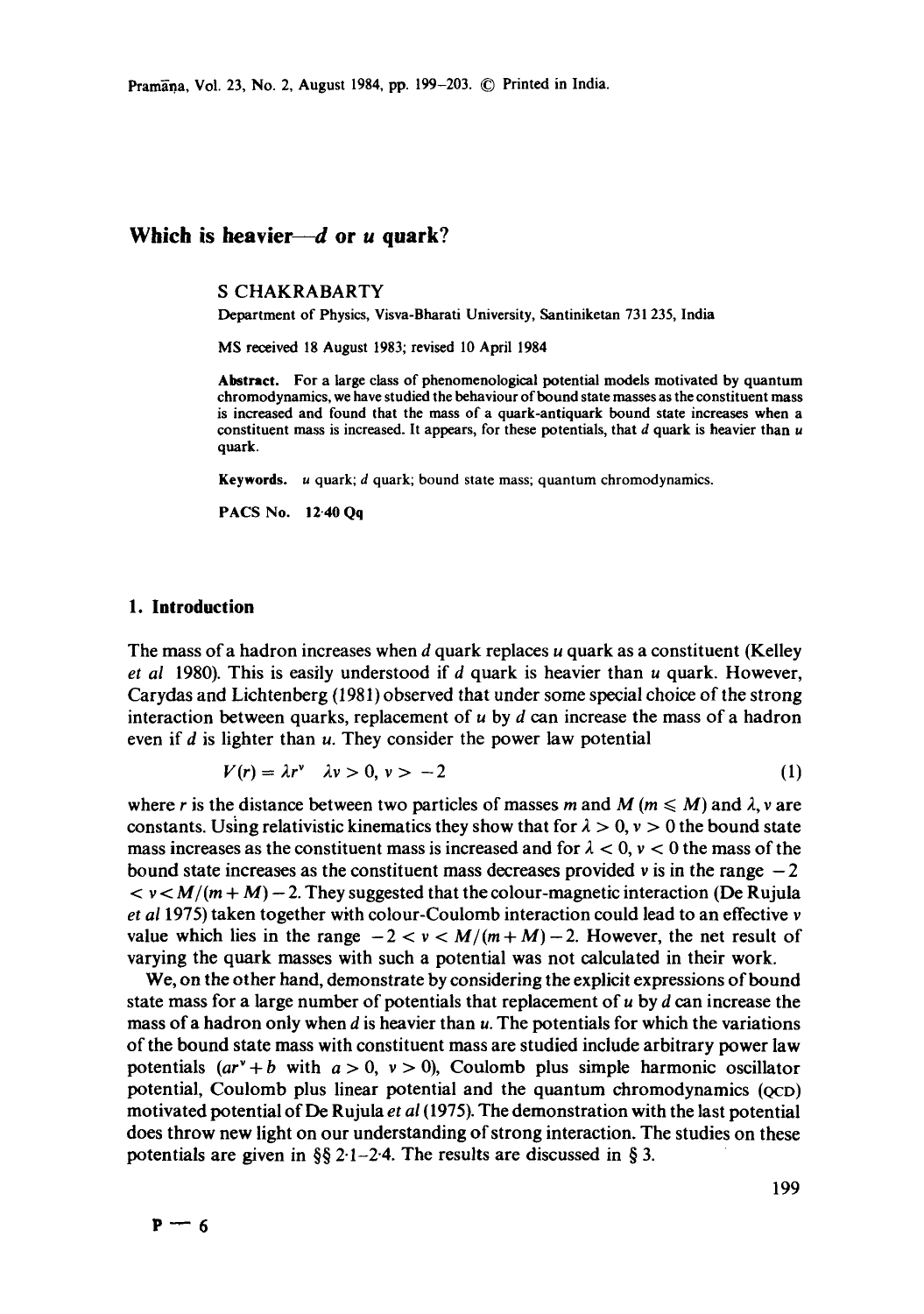# Which is heavier—$d$ or $u$ quark?

S CHAKRABARTY

Department of Physics, Visva-Bharati University, Santiniketan 731 235, India

MS received 18 August 1983; revised 10 April 1984

**Abstract.** For a large class of phenomenological potential models motivated by quantum chromodynamics, we have studied the behaviour of bound state masses as the constituent mass is increased and found that the mass of a quark-antiquark bound state increases when a constituent mass is increased. It appears, for these potentials, that $d$ quark is heavier than $u$ quark.

**Keywords.** $u$ quark; $d$ quark; bound state mass; quantum chromodynamics.

**PACS No.** 12·40 Qq

## 1. Introduction

The mass of a hadron increases when $d$ quark replaces $u$ quark as a constituent (Kelley *et al* 1980). This is easily understood if $d$ quark is heavier than $u$ quark. However, Carydas and Lichtenberg (1981) observed that under some special choice of the strong interaction between quarks, replacement of $u$ by $d$ can increase the mass of a hadron even if $d$ is lighter than $u$. They consider the power law potential

$$V(r) = \lambda r^{\nu} \quad \lambda\nu > 0, \nu > -2 \tag{1}$$

where $r$ is the distance between two particles of masses $m$ and $M$ ($m \leqslant M$) and $\lambda, \nu$ are constants. Using relativistic kinematics they show that for $\lambda > 0, \nu > 0$ the bound state mass increases as the constituent mass is increased and for $\lambda < 0, \nu < 0$ the mass of the bound state increases as the constituent mass decreases provided $\nu$ is in the range $-2 < \nu < M/(m+M) - 2$. They suggested that the colour-magnetic interaction (De Rujula *et al* 1975) taken together with colour-Coulomb interaction could lead to an effective $\nu$ value which lies in the range $-2 < \nu < M/(m+M) - 2$. However, the net result of varying the quark masses with such a potential was not calculated in their work.

We, on the other hand, demonstrate by considering the explicit expressions of bound state mass for a large number of potentials that replacement of $u$ by $d$ can increase the mass of a hadron only when $d$ is heavier than $u$. The potentials for which the variations of the bound state mass with constituent mass are studied include arbitrary power law potentials ($ar^{\nu} + b$ with $a > 0$, $\nu > 0$), Coulomb plus simple harmonic oscillator potential, Coulomb plus linear potential and the quantum chromodynamics (QCD) motivated potential of De Rujula *et al* (1975). The demonstration with the last potential does throw new light on our understanding of strong interaction. The studies on these potentials are given in §§ 2·1–2·4. The results are discussed in § 3.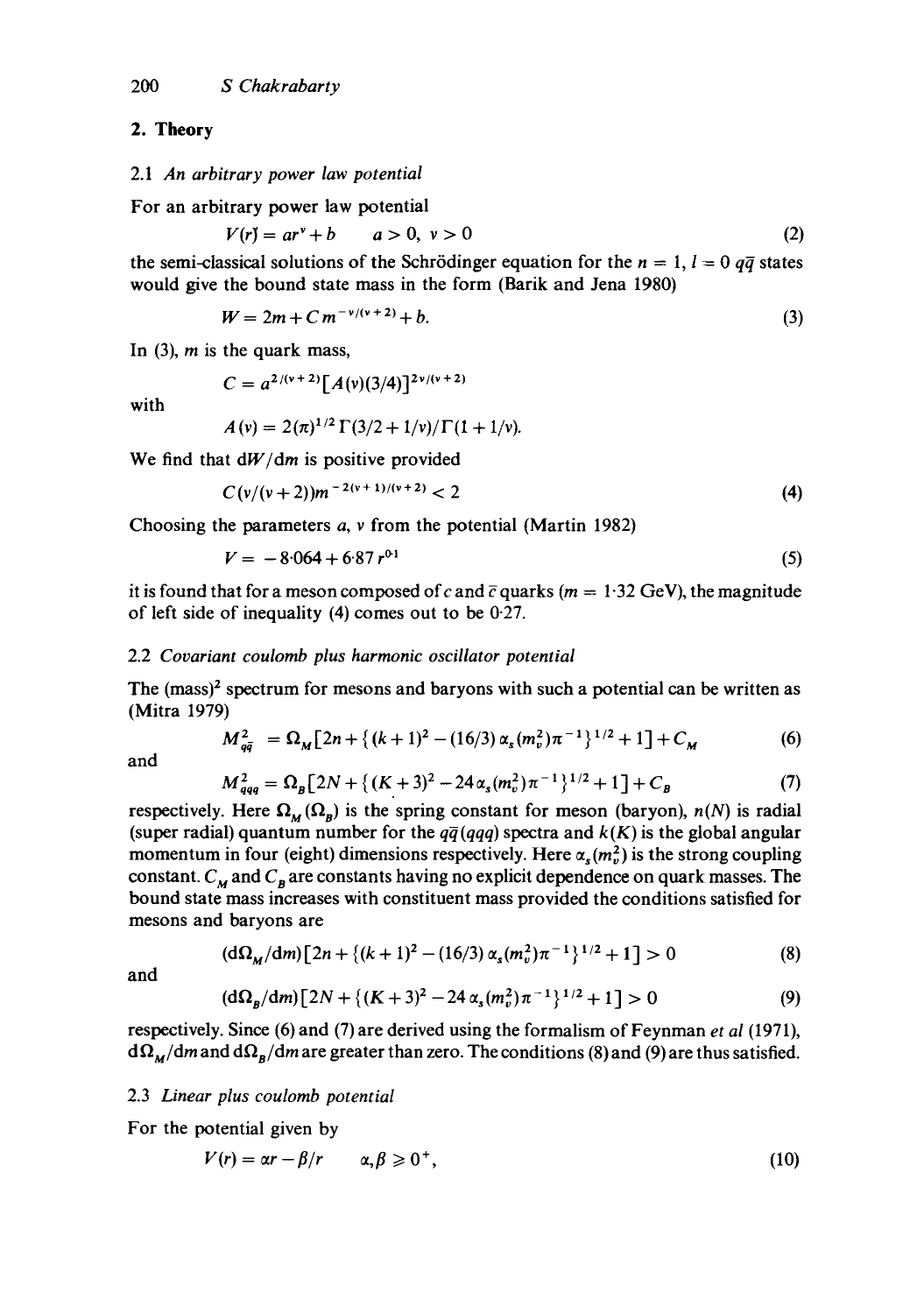## 2. Theory

### 2.1 *An arbitrary power law potential*

For an arbitrary power law potential

$$V(r) = ar^{\nu} + b \qquad a > 0,\ \nu > 0 \tag{2}$$

the semi-classical solutions of the Schrödinger equation for the $n = 1$, $l = 0$ $q\bar{q}$ states would give the bound state mass in the form (Barik and Jena 1980)

$$W = 2m + C\, m^{-\nu/(\nu+2)} + b. \tag{3}$$

In (3), $m$ is the quark mass,

$$C = a^{2/(\nu+2)} [A(\nu)(3/4)]^{2\nu/(\nu+2)}$$

with

$$A(\nu) = 2(\pi)^{1/2}\, \Gamma(3/2 + 1/\nu)/\Gamma(1 + 1/\nu).$$

We find that $dW/dm$ is positive provided

$$C(\nu/(\nu+2))\, m^{-2(\nu+1)/(\nu+2)} < 2 \tag{4}$$

Choosing the parameters $a$, $\nu$ from the potential (Martin 1982)

$$V = -8{\cdot}064 + 6{\cdot}87\, r^{0{\cdot}1} \tag{5}$$

it is found that for a meson composed of $c$ and $\bar{c}$ quarks ($m = 1{\cdot}32$ GeV), the magnitude of left side of inequality (4) comes out to be 0·27.

### 2.2 *Covariant coulomb plus harmonic oscillator potential*

The (mass)$^2$ spectrum for mesons and baryons with such a potential can be written as (Mitra 1979)

$$M^2_{q\bar{q}} = \Omega_M [2n + \{(k+1)^2 - (16/3)\, \alpha_s(m_v^2)\pi^{-1}\}^{1/2} + 1] + C_M \tag{6}$$

and

$$M^2_{qqq} = \Omega_B [2N + \{(K+3)^2 - 24\, \alpha_s(m_v^2)\pi^{-1}\}^{1/2} + 1] + C_B \tag{7}$$

respectively. Here $\Omega_M$ ($\Omega_B$) is the spring constant for meson (baryon), $n(N)$ is radial (super radial) quantum number for the $q\bar{q}(qqq)$ spectra and $k(K)$ is the global angular momentum in four (eight) dimensions respectively. Here $\alpha_s(m_v^2)$ is the strong coupling constant. $C_M$ and $C_B$ are constants having no explicit dependence on quark masses. The bound state mass increases with constituent mass provided the conditions satisfied for mesons and baryons are

$$(d\Omega_M/dm)[2n + \{(k+1)^2 - (16/3)\, \alpha_s(m_v^2)\pi^{-1}\}^{1/2} + 1] > 0 \tag{8}$$

and

$$(d\Omega_B/dm)[2N + \{(K+3)^2 - 24\, \alpha_s(m_v^2)\pi^{-1}\}^{1/2} + 1] > 0 \tag{9}$$

respectively. Since (6) and (7) are derived using the formalism of Feynman *et al* (1971), $d\Omega_M/dm$ and $d\Omega_B/dm$ are greater than zero. The conditions (8) and (9) are thus satisfied.

### 2.3 *Linear plus coulomb potential*

For the potential given by

$$V(r) = \alpha r - \beta/r \qquad \alpha, \beta \geqslant 0^+, \tag{10}$$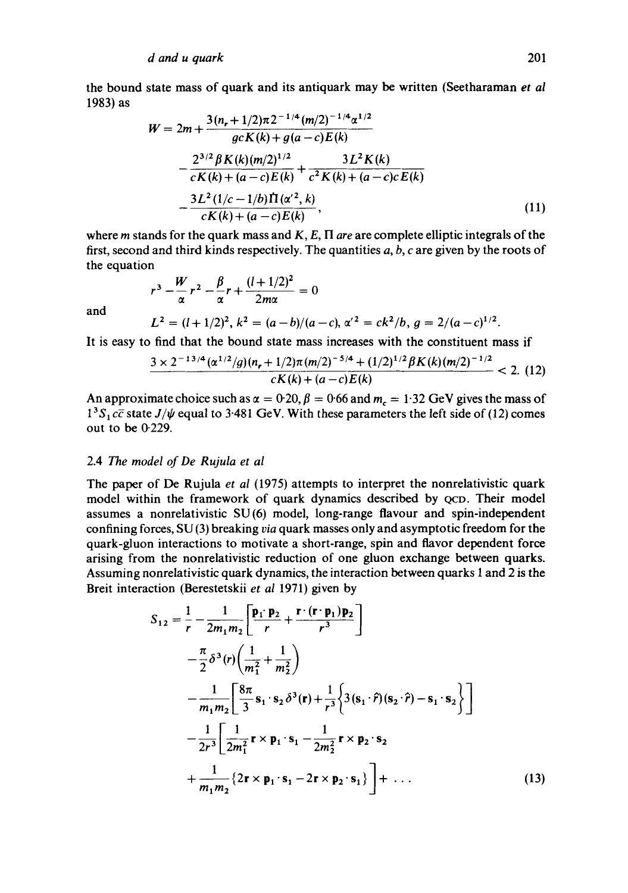the bound state mass of quark and its antiquark may be written (Seetharaman *et al* 1983) as

$$
\begin{aligned}
W = 2m &+ \frac{3(n_r + 1/2)\pi 2^{-1/4}(m/2)^{-1/4}\alpha^{1/2}}{gcK(k) + g(a-c)E(k)} \\
&- \frac{2^{3/2}\beta K(k)(m/2)^{1/2}}{cK(k) + (a-c)E(k)} + \frac{3L^2 K(k)}{c^2 K(k) + (a-c)cE(k)} \\
&- \frac{3L^2(1/c - 1/b)\Pi(\alpha'^2, k)}{cK(k) + (a-c)E(k)},
\end{aligned}
\tag{11}
$$

where $m$ stands for the quark mass and $K$, $E$, $\Pi$ are are complete elliptic integrals of the first, second and third kinds respectively. The quantities $a$, $b$, $c$ are given by the roots of the equation

$$
r^3 - \frac{W}{\alpha}r^2 - \frac{\beta}{\alpha}r + \frac{(l+1/2)^2}{2m\alpha} = 0
$$

and

$$
L^2 = (l+1/2)^2,\; k^2 = (a-b)/(a-c),\; \alpha'^2 = ck^2/b,\; g = 2/(a-c)^{1/2}.
$$

It is easy to find that the bound state mass increases with the constituent mass if

$$
\frac{3 \times 2^{-13/4}(\alpha^{1/2}/g)(n_r + 1/2)\pi(m/2)^{-5/4} + (1/2)^{1/2}\beta K(k)(m/2)^{-1/2}}{cK(k) + (a-c)E(k)} < 2. \tag{12}
$$

An approximate choice such as $\alpha = 0.20$, $\beta = 0.66$ and $m_c = 1.32$ GeV gives the mass of $1^3S_1\, c\bar{c}$ state $J/\psi$ equal to 3.481 GeV. With these parameters the left side of (12) comes out to be 0.229.

### 2.4 *The model of De Rujula et al*

The paper of De Rujula *et al* (1975) attempts to interpret the nonrelativistic quark model within the framework of quark dynamics described by QCD. Their model assumes a nonrelativistic SU(6) model, long-range flavour and spin-independent confining forces, SU(3) breaking *via* quark masses only and asymptotic freedom for the quark-gluon interactions to motivate a short-range, spin and flavor dependent force arising from the nonrelativistic reduction of one gluon exchange between quarks. Assuming nonrelativistic quark dynamics, the interaction between quarks 1 and 2 is the Breit interaction (Berestetskii *et al* 1971) given by

$$
\begin{aligned}
S_{12} = \frac{1}{r} &- \frac{1}{2m_1 m_2}\left[\frac{\mathbf{p}_1 \cdot \mathbf{p}_2}{r} + \frac{\mathbf{r}\cdot(\mathbf{r}\cdot\mathbf{p}_1)\mathbf{p}_2}{r^3}\right] \\
&- \frac{\pi}{2}\delta^3(r)\left(\frac{1}{m_1^2} + \frac{1}{m_2^2}\right) \\
&- \frac{1}{m_1 m_2}\left[\frac{8\pi}{3}\mathbf{s}_1\cdot\mathbf{s}_2\,\delta^3(\mathbf{r}) + \frac{1}{r^3}\left\{3(\mathbf{s}_1\cdot\hat{r})(\mathbf{s}_2\cdot\hat{r}) - \mathbf{s}_1\cdot\mathbf{s}_2\right\}\right] \\
&- \frac{1}{2r^3}\left[\frac{1}{2m_1^2}\mathbf{r}\times\mathbf{p}_1\cdot\mathbf{s}_1 - \frac{1}{2m_2^2}\mathbf{r}\times\mathbf{p}_2\cdot\mathbf{s}_2\right. \\
&\left. + \frac{1}{m_1 m_2}\{2\mathbf{r}\times\mathbf{p}_1\cdot\mathbf{s}_1 - 2\mathbf{r}\times\mathbf{p}_2\cdot\mathbf{s}_1\}\right] + \ldots
\end{aligned}
\tag{13}
$$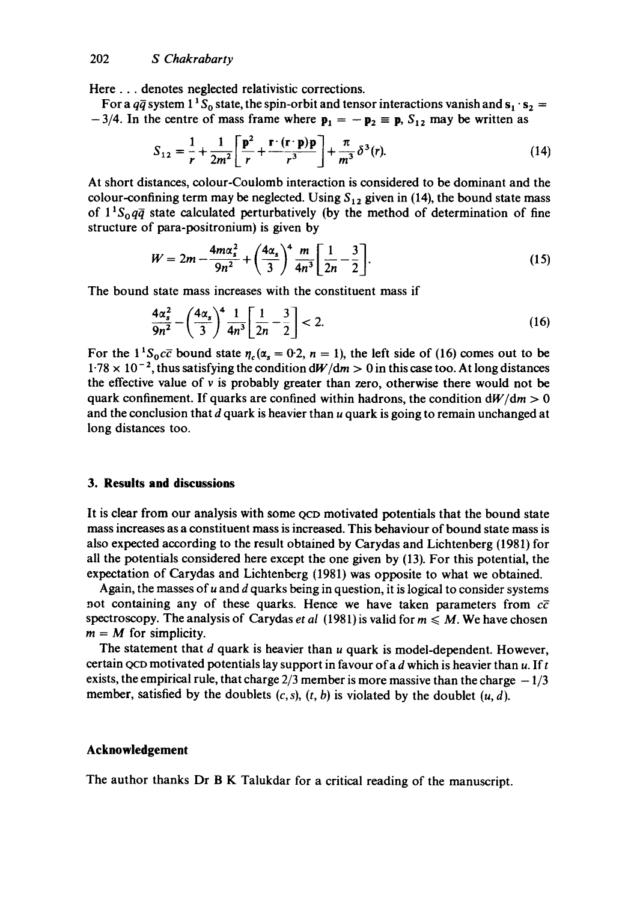Here ... denotes neglected relativistic corrections.

For a $q\bar{q}$ system $1\,^1S_0$ state, the spin-orbit and tensor interactions vanish and $\mathbf{s}_1 \cdot \mathbf{s}_2 = -3/4$. In the centre of mass frame where $\mathbf{p}_1 = -\mathbf{p}_2 \equiv \mathbf{p}$, $S_{12}$ may be written as

$$S_{12} = \frac{1}{r} + \frac{1}{2m^2}\left[\frac{\mathbf{p}^2}{r} + \frac{\mathbf{r}\cdot(\mathbf{r}\cdot\mathbf{p})\mathbf{p}}{r^3}\right] + \frac{\pi}{m^3}\delta^3(r). \tag{14}$$

At short distances, colour-Coulomb interaction is considered to be dominant and the colour-confining term may be neglected. Using $S_{12}$ given in (14), the bound state mass of $1\,^1S_0 q\bar{q}$ state calculated perturbatively (by the method of determination of fine structure of para-positronium) is given by

$$W = 2m - \frac{4m\alpha_s^2}{9n^2} + \left(\frac{4\alpha_s}{3}\right)^4 \frac{m}{4n^3}\left[\frac{1}{2n} - \frac{3}{2}\right]. \tag{15}$$

The bound state mass increases with the constituent mass if

$$\frac{4\alpha_s^2}{9n^2} - \left(\frac{4\alpha_s}{3}\right)^4 \frac{1}{4n^3}\left[\frac{1}{2n} - \frac{3}{2}\right] < 2. \tag{16}$$

For the $1\,^1S_0 c\bar{c}$ bound state $\eta_c(\alpha_s = 0{\cdot}2,\, n = 1)$, the left side of (16) comes out to be $1{\cdot}78 \times 10^{-2}$, thus satisfying the condition $\mathrm{d}W/\mathrm{d}m > 0$ in this case too. At long distances the effective value of $v$ is probably greater than zero, otherwise there would not be quark confinement. If quarks are confined within hadrons, the condition $\mathrm{d}W/\mathrm{d}m > 0$ and the conclusion that $d$ quark is heavier than $u$ quark is going to remain unchanged at long distances too.

## 3. Results and discussions

It is clear from our analysis with some QCD motivated potentials that the bound state mass increases as a constituent mass is increased. This behaviour of bound state mass is also expected according to the result obtained by Carydas and Lichtenberg (1981) for all the potentials considered here except the one given by (13). For this potential, the expectation of Carydas and Lichtenberg (1981) was opposite to what we obtained.

Again, the masses of $u$ and $d$ quarks being in question, it is logical to consider systems not containing any of these quarks. Hence we have taken parameters from $c\bar{c}$ spectroscopy. The analysis of Carydas *et al* (1981) is valid for $m \leqslant M$. We have chosen $m = M$ for simplicity.

The statement that $d$ quark is heavier than $u$ quark is model-dependent. However, certain QCD motivated potentials lay support in favour of a $d$ which is heavier than $u$. If $t$ exists, the empirical rule, that charge $2/3$ member is more massive than the charge $-1/3$ member, satisfied by the doublets $(c, s)$, $(t, b)$ is violated by the doublet $(u, d)$.

## Acknowledgement

The author thanks Dr B K Talukdar for a critical reading of the manuscript.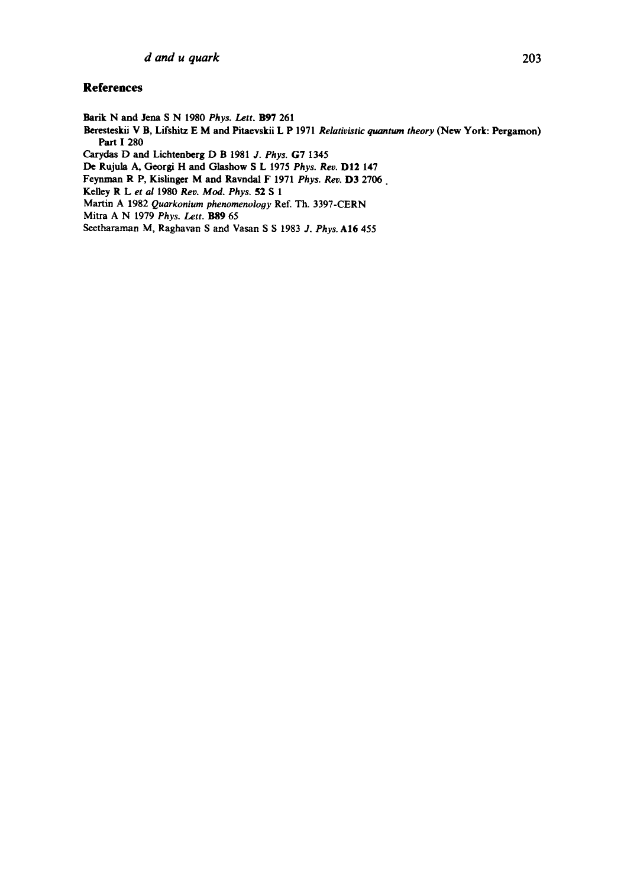## References

Barik N and Jena S N 1980 *Phys. Lett.* **B97** 261

Beresteskii V B, Lifshitz E M and Pitaevskii L P 1971 *Relativistic quantum theory* (New York: Pergamon) Part I 280

Carydas D and Lichtenberg D B 1981 *J. Phys.* **G7** 1345

De Rujula A, Georgi H and Glashow S L 1975 *Phys. Rev.* **D12** 147

Feynman R P, Kislinger M and Ravndal F 1971 *Phys. Rev.* **D3** 2706

Kelley R L *et al* 1980 *Rev. Mod. Phys.* **52** S 1

Martin A 1982 *Quarkonium phenomenology* Ref. Th. 3397-CERN

Mitra A N 1979 *Phys. Lett.* **B89** 65

Seetharaman M, Raghavan S and Vasan S S 1983 *J. Phys.* **A16** 455